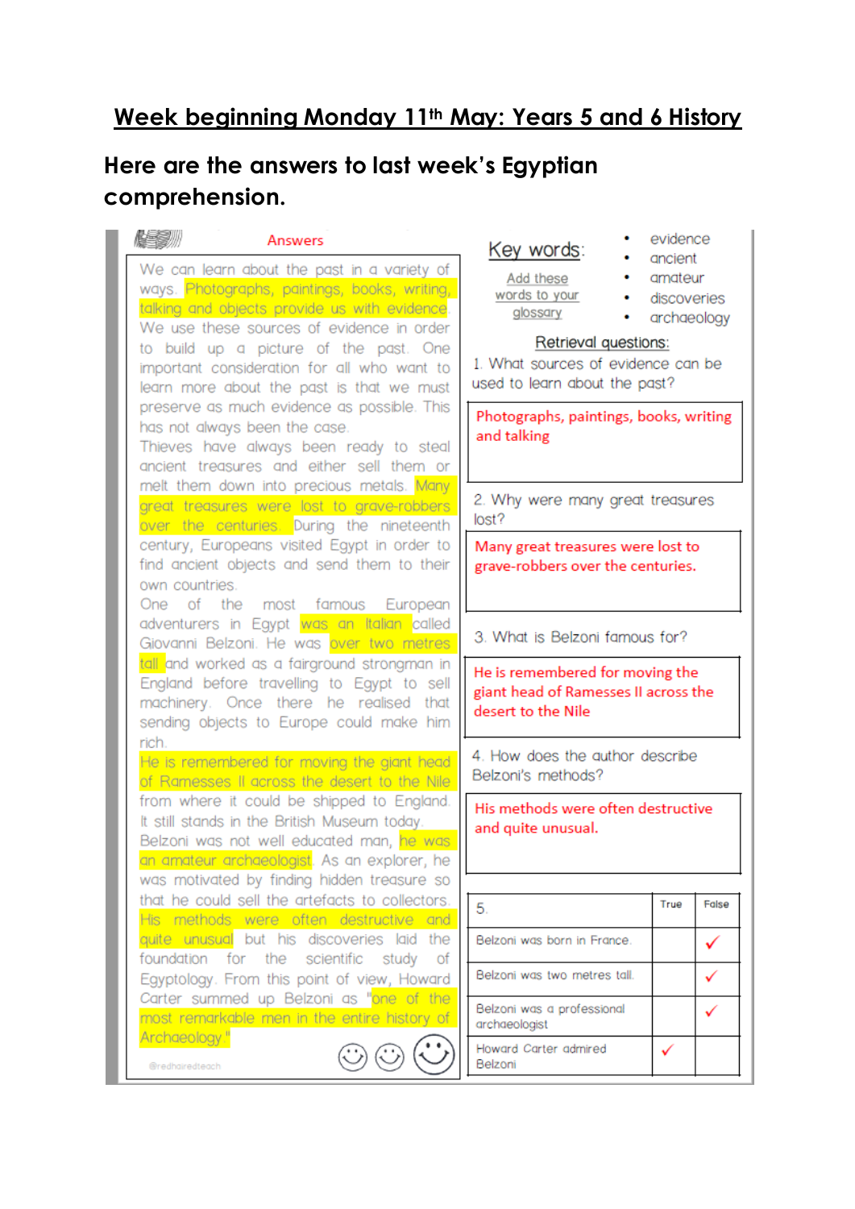# Week beginning Monday 11th May: Years 5 and 6 History

## Here are the answers to last week's Egyptian comprehension.

Answers

We can learn about the past in a variety of ways. Photographs, paintings, books, writing, talking and objects provide us with evidence. We use these sources of evidence in order to build up a picture of the past. One important consideration for all who want to learn more about the past is that we must preserve as much evidence as possible. This has not always been the case.

Thieves have always been ready to steal ancient treasures and either sell them or melt them down into precious metals. Many great treasures were lost to grave-robbers over the centuries. During the nineteenth century, Europeans visited Egypt in order to find ancient objects and send them to their own countries.

One of the most famous European adventurers in Egypt was an Italian called Giovanni Belzoni. He was over two metres tall and worked as a fairground strongman in England before travelling to Egypt to sell machinery. Once there he realised that sending objects to Europe could make him rich.

He is remembered for moving the giant head of Ramesses II across the desert to the Nile from where it could be shipped to England. It still stands in the British Museum today. Belzoni was not well educated man, he was an amateur archaeologist. As an explorer, he was motivated by finding hidden treasure so that he could sell the artefacts to collectors. His methods were often destructive and quite unusual but his discoveries laid the foundation for the scientific study of Egyptology. From this point of view, Howard Carter summed up Belzoni as "one of the most remarkable men in the entire history of Archaeology."

@redhairedteach

**Key words:**

Add these words to your glossary

- evidence
- ancient
- amateur
- discoveries
- archaeology

**Retrieval questions:**

1. What sources of evidence can be used to learn about the past?

Photographs, paintings, books, writing and talking

2. Why were many great treasures lost?

Many great treasures were lost to grave-robbers over the centuries.

3. What is Belzoni famous for?

He is remembered for moving the giant head of Ramesses II across the desert to the Nile

4. How does the author describe Belzoni's methods?

His methods were often destructive and quite unusual.

| 5. | True | False |
|---|---|---|
| Belzoni was born in France. | | ✓ |
| Belzoni was two metres tall. | | ✓ |
| Belzoni was a professional archaeologist | | ✓ |
| Howard Carter admired Belzoni | ✓ | |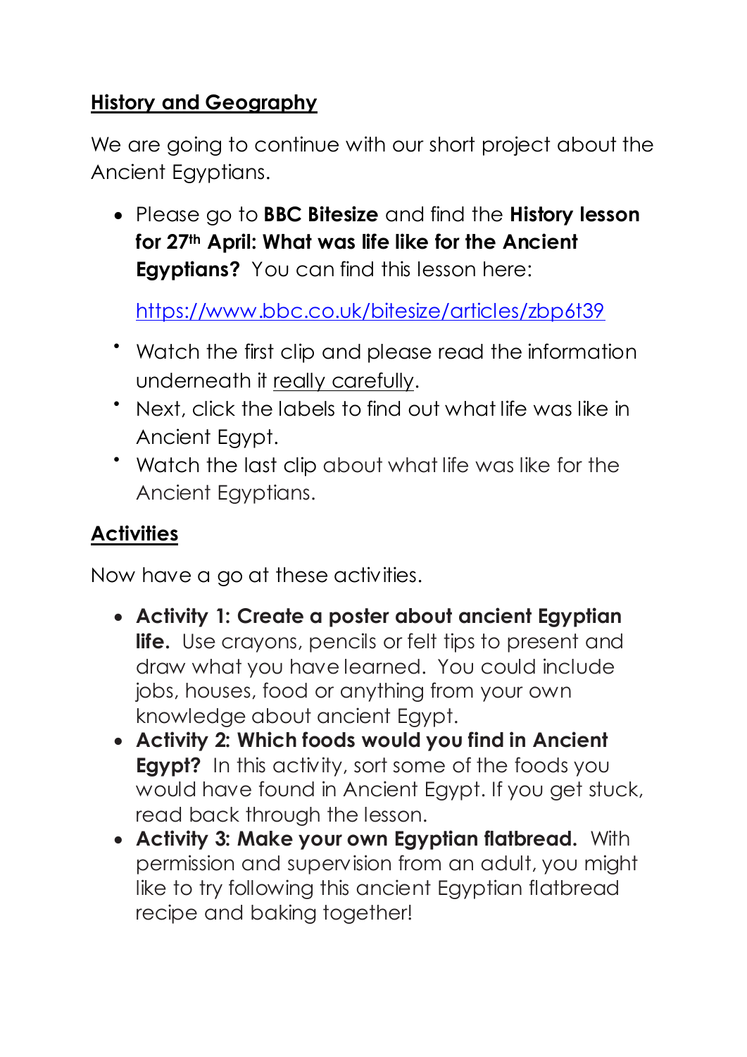**History and Geography**

We are going to continue with our short project about the Ancient Egyptians.

- Please go to **BBC Bitesize** and find the **History lesson for 27th April: What was life like for the Ancient Egyptians?** You can find this lesson here:

  https://www.bbc.co.uk/bitesize/articles/zbp6t39

- Watch the first clip and please read the information underneath it really carefully.
- Next, click the labels to find out what life was like in Ancient Egypt.
- Watch the last clip about what life was like for the Ancient Egyptians.

**Activities**

Now have a go at these activities.

- **Activity 1: Create a poster about ancient Egyptian life.** Use crayons, pencils or felt tips to present and draw what you have learned. You could include jobs, houses, food or anything from your own knowledge about ancient Egypt.
- **Activity 2: Which foods would you find in Ancient Egypt?** In this activity, sort some of the foods you would have found in Ancient Egypt. If you get stuck, read back through the lesson.
- **Activity 3: Make your own Egyptian flatbread.** With permission and supervision from an adult, you might like to try following this ancient Egyptian flatbread recipe and baking together!